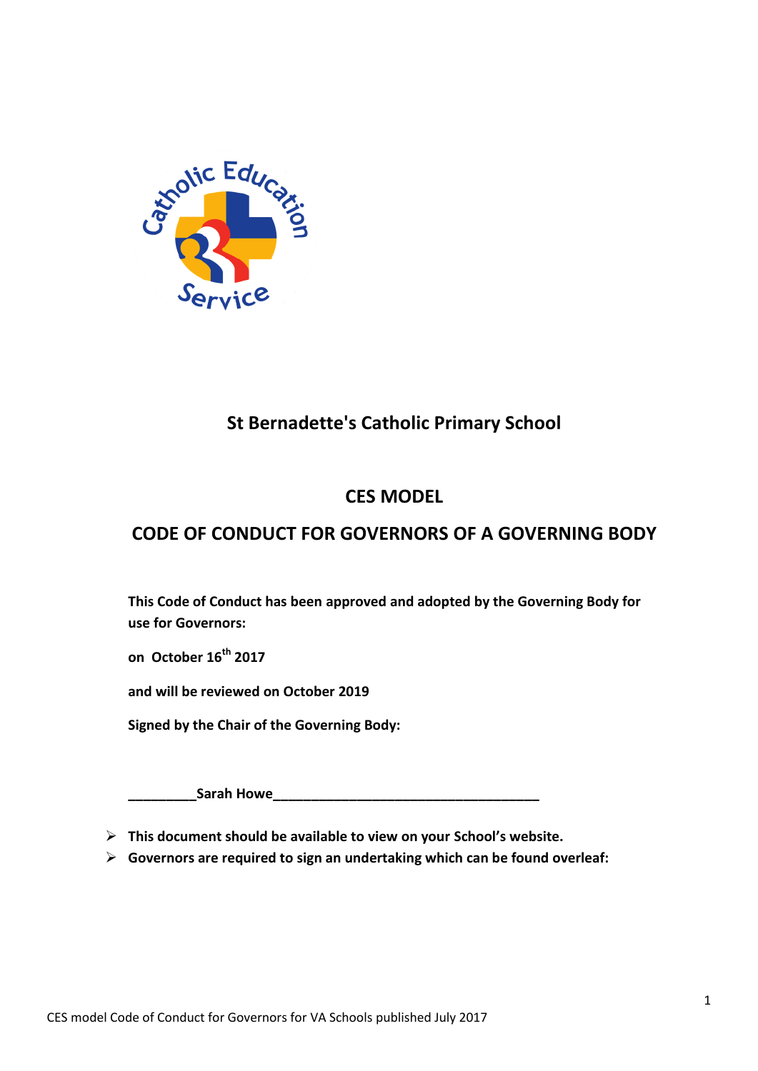## St Bernadette's Catholic Primary School

## CES MODEL

# CODE OF CONDUCT FOR GOVERNORS OF A GOVERNING BODY

**This Code of Conduct has been approved and adopted by the Governing Body for use for Governors:**

**on October 16th 2017**

**and will be reviewed on October 2019**

**Signed by the Chair of the Governing Body:**

**_________Sarah Howe____________________________________**

- **This document should be available to view on your School's website.**
- **Governors are required to sign an undertaking which can be found overleaf:**

CES model Code of Conduct for Governors for VA Schools published July 2017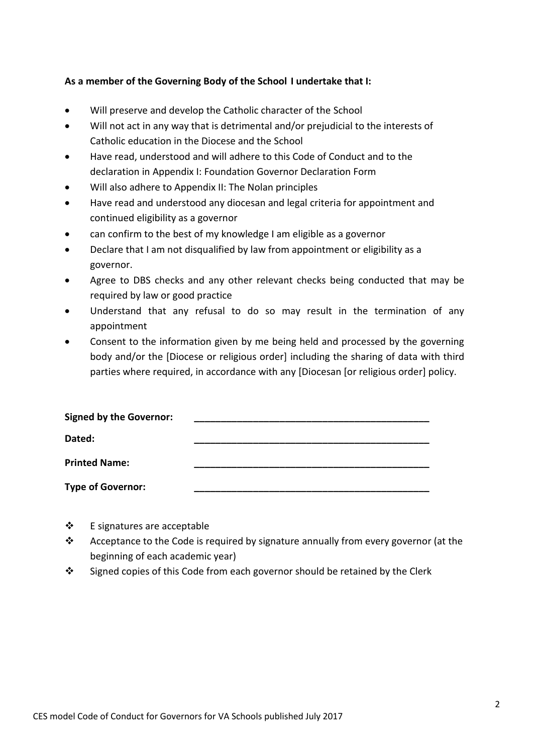**As a member of the Governing Body of the School I undertake that I:**

- Will preserve and develop the Catholic character of the School
- Will not act in any way that is detrimental and/or prejudicial to the interests of Catholic education in the Diocese and the School
- Have read, understood and will adhere to this Code of Conduct and to the declaration in Appendix I: Foundation Governor Declaration Form
- Will also adhere to Appendix II: The Nolan principles
- Have read and understood any diocesan and legal criteria for appointment and continued eligibility as a governor
- can confirm to the best of my knowledge I am eligible as a governor
- Declare that I am not disqualified by law from appointment or eligibility as a governor.
- Agree to DBS checks and any other relevant checks being conducted that may be required by law or good practice
- Understand that any refusal to do so may result in the termination of any appointment
- Consent to the information given by me being held and processed by the governing body and/or the [Diocese or religious order] including the sharing of data with third parties where required, in accordance with any [Diocesan [or religious order] policy.

**Signed by the Governor:** _____________________________________________

**Dated:** _____________________________________________

**Printed Name:** _____________________________________________

**Type of Governor:** _____________________________________________

- E signatures are acceptable
- Acceptance to the Code is required by signature annually from every governor (at the beginning of each academic year)
- Signed copies of this Code from each governor should be retained by the Clerk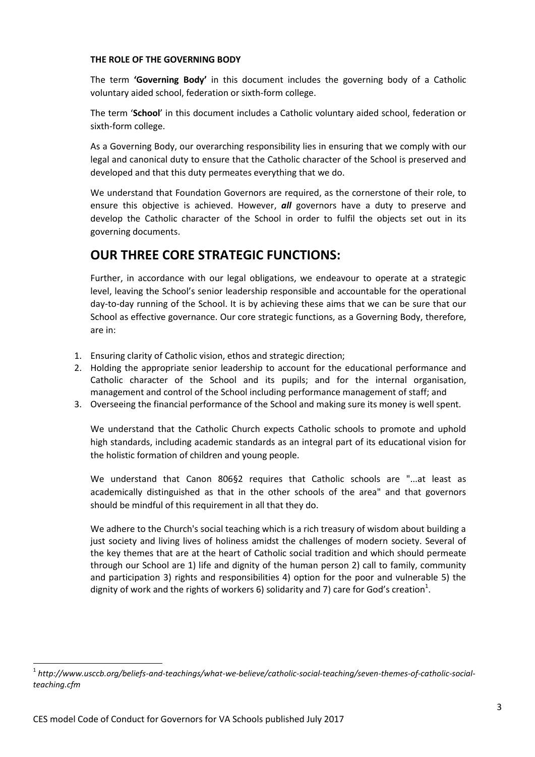**THE ROLE OF THE GOVERNING BODY**

The term **'Governing Body'** in this document includes the governing body of a Catholic voluntary aided school, federation or sixth-form college.

The term '**School**' in this document includes a Catholic voluntary aided school, federation or sixth-form college.

As a Governing Body, our overarching responsibility lies in ensuring that we comply with our legal and canonical duty to ensure that the Catholic character of the School is preserved and developed and that this duty permeates everything that we do.

We understand that Foundation Governors are required, as the cornerstone of their role, to ensure this objective is achieved. However, ***all*** governors have a duty to preserve and develop the Catholic character of the School in order to fulfil the objects set out in its governing documents.

## OUR THREE CORE STRATEGIC FUNCTIONS:

Further, in accordance with our legal obligations, we endeavour to operate at a strategic level, leaving the School's senior leadership responsible and accountable for the operational day-to-day running of the School. It is by achieving these aims that we can be sure that our School as effective governance. Our core strategic functions, as a Governing Body, therefore, are in:

1. Ensuring clarity of Catholic vision, ethos and strategic direction;
2. Holding the appropriate senior leadership to account for the educational performance and Catholic character of the School and its pupils; and for the internal organisation, management and control of the School including performance management of staff; and
3. Overseeing the financial performance of the School and making sure its money is well spent.

We understand that the Catholic Church expects Catholic schools to promote and uphold high standards, including academic standards as an integral part of its educational vision for the holistic formation of children and young people.

We understand that Canon 806§2 requires that Catholic schools are "...at least as academically distinguished as that in the other schools of the area" and that governors should be mindful of this requirement in all that they do.

We adhere to the Church's social teaching which is a rich treasury of wisdom about building a just society and living lives of holiness amidst the challenges of modern society. Several of the key themes that are at the heart of Catholic social tradition and which should permeate through our School are 1) life and dignity of the human person 2) call to family, community and participation 3) rights and responsibilities 4) option for the poor and vulnerable 5) the dignity of work and the rights of workers 6) solidarity and 7) care for God's creation[1].

[1] *http://www.usccb.org/beliefs-and-teachings/what-we-believe/catholic-social-teaching/seven-themes-of-catholic-social-teaching.cfm*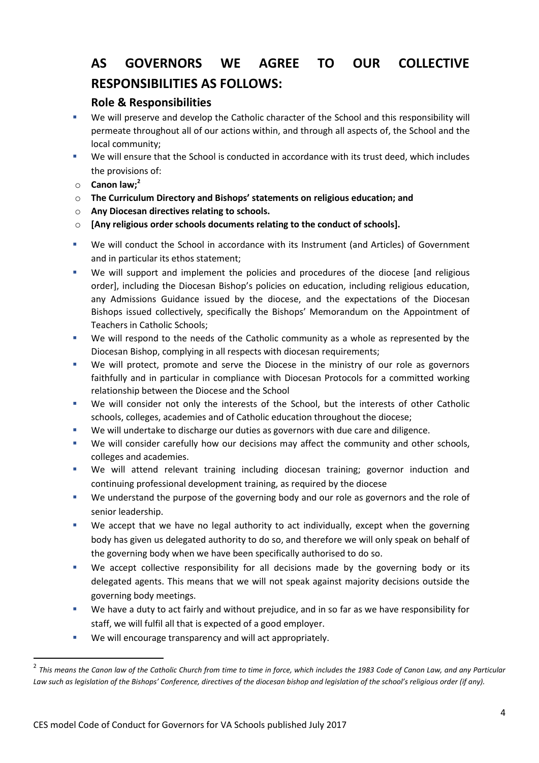# AS GOVERNORS WE AGREE TO OUR COLLECTIVE RESPONSIBILITIES AS FOLLOWS:

## Role & Responsibilities

- We will preserve and develop the Catholic character of the School and this responsibility will permeate throughout all of our actions within, and through all aspects of, the School and the local community;
- We will ensure that the School is conducted in accordance with its trust deed, which includes the provisions of:
  - **Canon law;**[2]
  - **The Curriculum Directory and Bishops' statements on religious education; and**
  - **Any Diocesan directives relating to schools.**
  - **[Any religious order schools documents relating to the conduct of schools].**
- We will conduct the School in accordance with its Instrument (and Articles) of Government and in particular its ethos statement;
- We will support and implement the policies and procedures of the diocese [and religious order], including the Diocesan Bishop's policies on education, including religious education, any Admissions Guidance issued by the diocese, and the expectations of the Diocesan Bishops issued collectively, specifically the Bishops' Memorandum on the Appointment of Teachers in Catholic Schools;
- We will respond to the needs of the Catholic community as a whole as represented by the Diocesan Bishop, complying in all respects with diocesan requirements;
- We will protect, promote and serve the Diocese in the ministry of our role as governors faithfully and in particular in compliance with Diocesan Protocols for a committed working relationship between the Diocese and the School
- We will consider not only the interests of the School, but the interests of other Catholic schools, colleges, academies and of Catholic education throughout the diocese;
- We will undertake to discharge our duties as governors with due care and diligence.
- We will consider carefully how our decisions may affect the community and other schools, colleges and academies.
- We will attend relevant training including diocesan training; governor induction and continuing professional development training, as required by the diocese
- We understand the purpose of the governing body and our role as governors and the role of senior leadership.
- We accept that we have no legal authority to act individually, except when the governing body has given us delegated authority to do so, and therefore we will only speak on behalf of the governing body when we have been specifically authorised to do so.
- We accept collective responsibility for all decisions made by the governing body or its delegated agents. This means that we will not speak against majority decisions outside the governing body meetings.
- We have a duty to act fairly and without prejudice, and in so far as we have responsibility for staff, we will fulfil all that is expected of a good employer.
- We will encourage transparency and will act appropriately.

---

[2] *This means the Canon law of the Catholic Church from time to time in force, which includes the 1983 Code of Canon Law, and any Particular Law such as legislation of the Bishops' Conference, directives of the diocesan bishop and legislation of the school's religious order (if any).*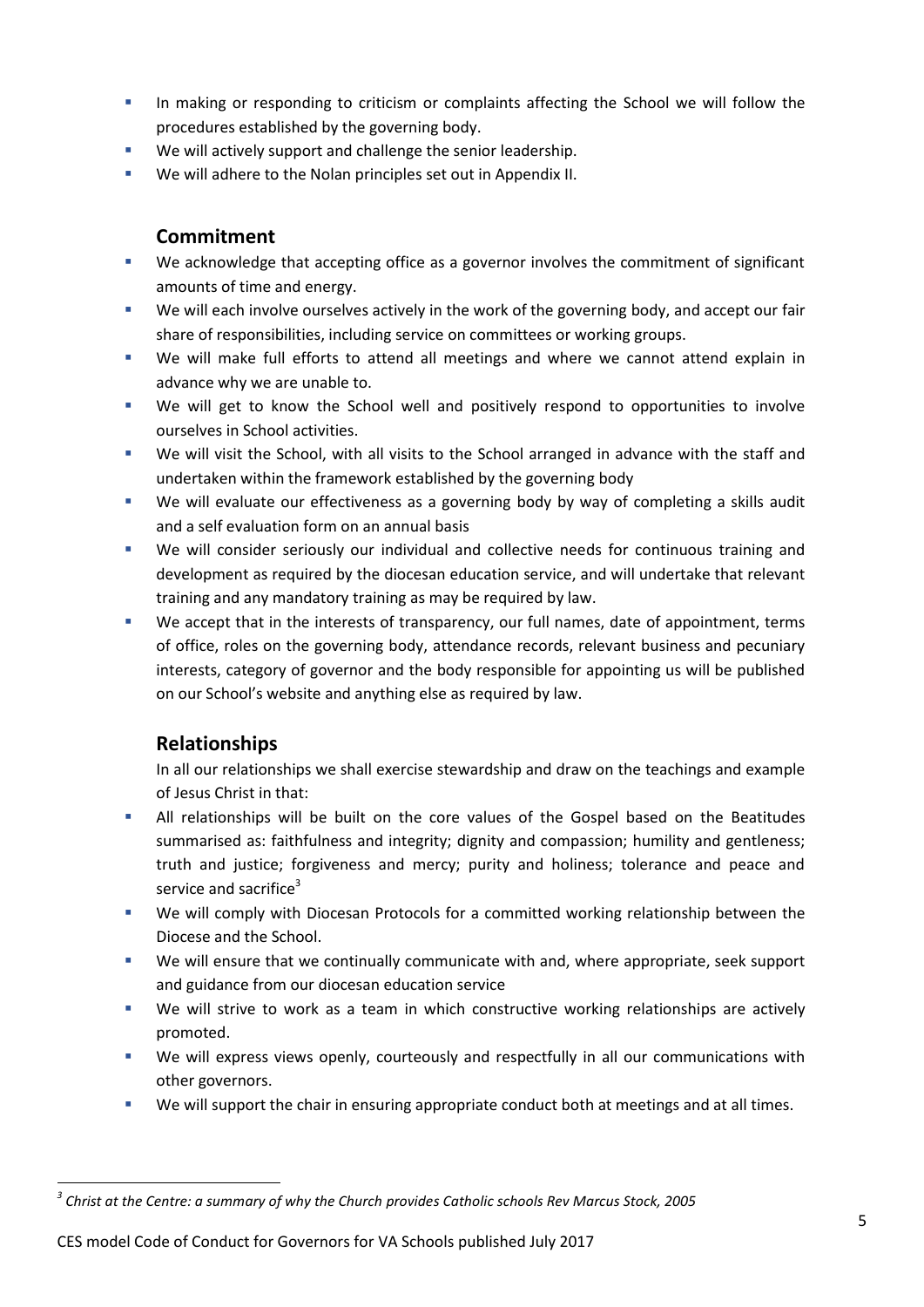- In making or responding to criticism or complaints affecting the School we will follow the procedures established by the governing body.
- We will actively support and challenge the senior leadership.
- We will adhere to the Nolan principles set out in Appendix II.

## Commitment

- We acknowledge that accepting office as a governor involves the commitment of significant amounts of time and energy.
- We will each involve ourselves actively in the work of the governing body, and accept our fair share of responsibilities, including service on committees or working groups.
- We will make full efforts to attend all meetings and where we cannot attend explain in advance why we are unable to.
- We will get to know the School well and positively respond to opportunities to involve ourselves in School activities.
- We will visit the School, with all visits to the School arranged in advance with the staff and undertaken within the framework established by the governing body
- We will evaluate our effectiveness as a governing body by way of completing a skills audit and a self evaluation form on an annual basis
- We will consider seriously our individual and collective needs for continuous training and development as required by the diocesan education service, and will undertake that relevant training and any mandatory training as may be required by law.
- We accept that in the interests of transparency, our full names, date of appointment, terms of office, roles on the governing body, attendance records, relevant business and pecuniary interests, category of governor and the body responsible for appointing us will be published on our School's website and anything else as required by law.

## Relationships

In all our relationships we shall exercise stewardship and draw on the teachings and example of Jesus Christ in that:

- All relationships will be built on the core values of the Gospel based on the Beatitudes summarised as: faithfulness and integrity; dignity and compassion; humility and gentleness; truth and justice; forgiveness and mercy; purity and holiness; tolerance and peace and service and sacrifice[3]
- We will comply with Diocesan Protocols for a committed working relationship between the Diocese and the School.
- We will ensure that we continually communicate with and, where appropriate, seek support and guidance from our diocesan education service
- We will strive to work as a team in which constructive working relationships are actively promoted.
- We will express views openly, courteously and respectfully in all our communications with other governors.
- We will support the chair in ensuring appropriate conduct both at meetings and at all times.

---

[3] *Christ at the Centre: a summary of why the Church provides Catholic schools Rev Marcus Stock, 2005*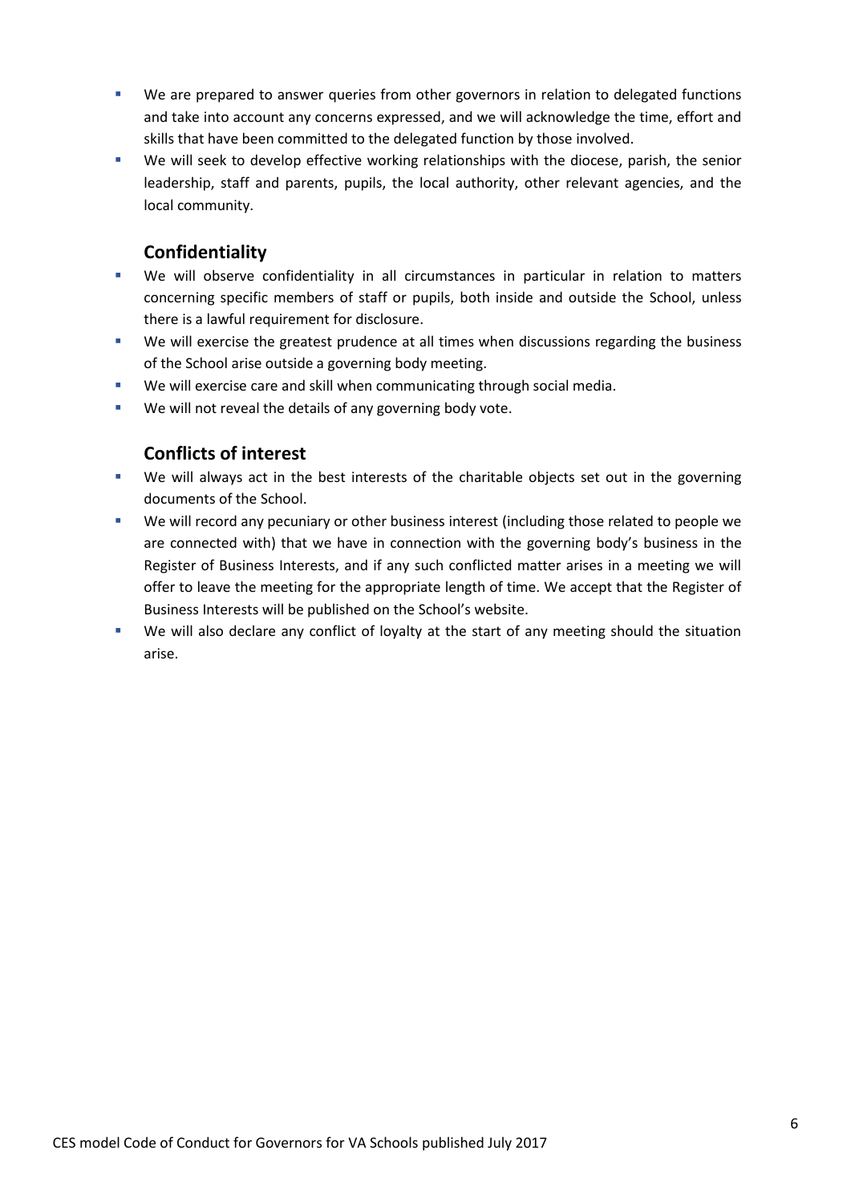- We are prepared to answer queries from other governors in relation to delegated functions and take into account any concerns expressed, and we will acknowledge the time, effort and skills that have been committed to the delegated function by those involved.
- We will seek to develop effective working relationships with the diocese, parish, the senior leadership, staff and parents, pupils, the local authority, other relevant agencies, and the local community.

## Confidentiality

- We will observe confidentiality in all circumstances in particular in relation to matters concerning specific members of staff or pupils, both inside and outside the School, unless there is a lawful requirement for disclosure.
- We will exercise the greatest prudence at all times when discussions regarding the business of the School arise outside a governing body meeting.
- We will exercise care and skill when communicating through social media.
- We will not reveal the details of any governing body vote.

## Conflicts of interest

- We will always act in the best interests of the charitable objects set out in the governing documents of the School.
- We will record any pecuniary or other business interest (including those related to people we are connected with) that we have in connection with the governing body's business in the Register of Business Interests, and if any such conflicted matter arises in a meeting we will offer to leave the meeting for the appropriate length of time. We accept that the Register of Business Interests will be published on the School's website.
- We will also declare any conflict of loyalty at the start of any meeting should the situation arise.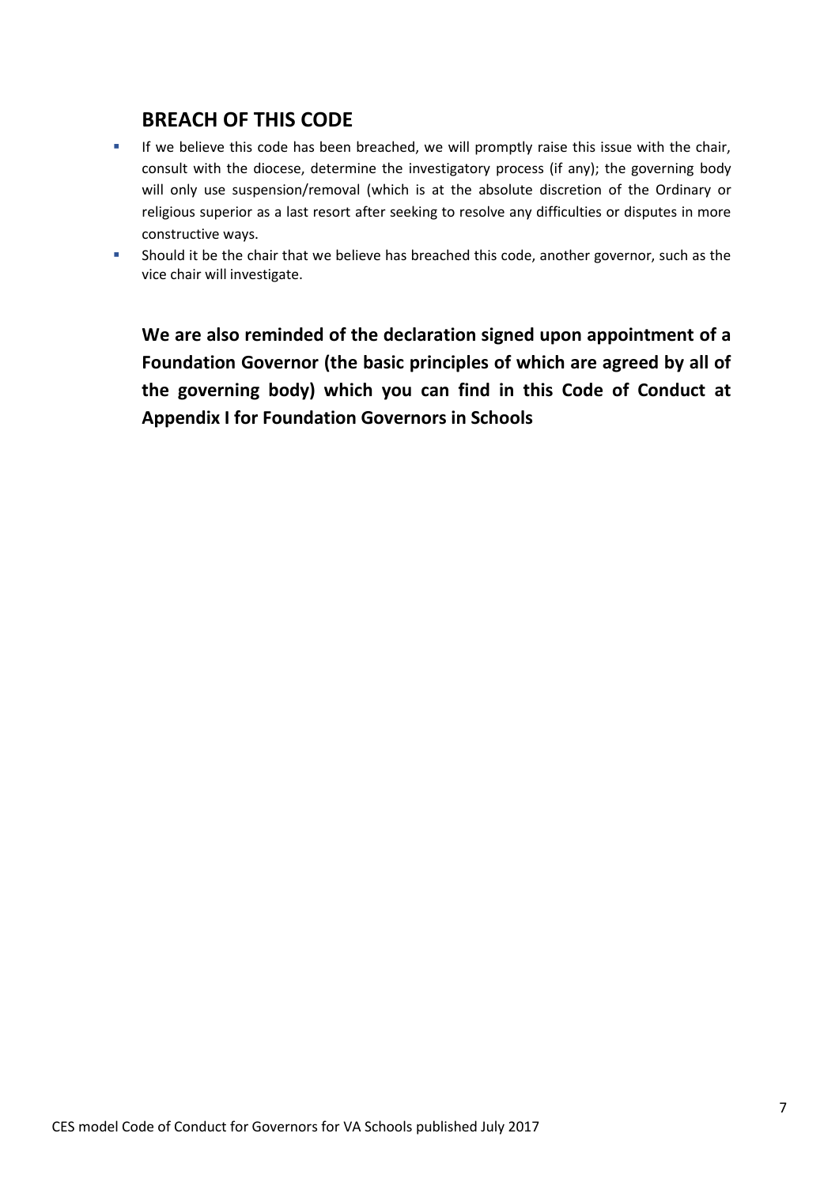## BREACH OF THIS CODE

- If we believe this code has been breached, we will promptly raise this issue with the chair, consult with the diocese, determine the investigatory process (if any); the governing body will only use suspension/removal (which is at the absolute discretion of the Ordinary or religious superior as a last resort after seeking to resolve any difficulties or disputes in more constructive ways.
- Should it be the chair that we believe has breached this code, another governor, such as the vice chair will investigate.

**We are also reminded of the declaration signed upon appointment of a Foundation Governor (the basic principles of which are agreed by all of the governing body) which you can find in this Code of Conduct at Appendix I for Foundation Governors in Schools**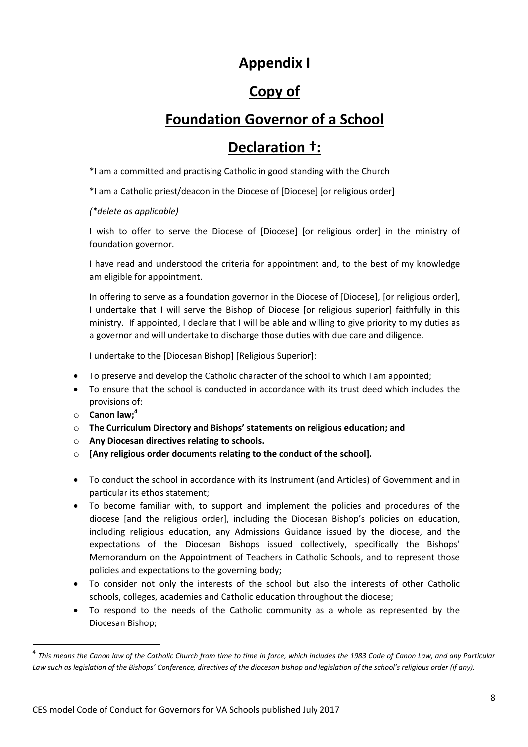# Appendix I

# Copy of

# Foundation Governor of a School

# Declaration †:

*I am a committed and practising Catholic in good standing with the Church

*I am a Catholic priest/deacon in the Diocese of [Diocese] [or religious order]

*(*delete as applicable)*

I wish to offer to serve the Diocese of [Diocese] [or religious order] in the ministry of foundation governor.

I have read and understood the criteria for appointment and, to the best of my knowledge am eligible for appointment.

In offering to serve as a foundation governor in the Diocese of [Diocese], [or religious order], I undertake that I will serve the Bishop of Diocese [or religious superior] faithfully in this ministry. If appointed, I declare that I will be able and willing to give priority to my duties as a governor and will undertake to discharge those duties with due care and diligence.

I undertake to the [Diocesan Bishop] [Religious Superior]:

- To preserve and develop the Catholic character of the school to which I am appointed;
- To ensure that the school is conducted in accordance with its trust deed which includes the provisions of:
  - **Canon law;**[4]
  - **The Curriculum Directory and Bishops' statements on religious education; and**
  - **Any Diocesan directives relating to schools.**
  - **[Any religious order documents relating to the conduct of the school].**
- To conduct the school in accordance with its Instrument (and Articles) of Government and in particular its ethos statement;
- To become familiar with, to support and implement the policies and procedures of the diocese [and the religious order], including the Diocesan Bishop's policies on education, including religious education, any Admissions Guidance issued by the diocese, and the expectations of the Diocesan Bishops issued collectively, specifically the Bishops' Memorandum on the Appointment of Teachers in Catholic Schools, and to represent those policies and expectations to the governing body;
- To consider not only the interests of the school but also the interests of other Catholic schools, colleges, academies and Catholic education throughout the diocese;
- To respond to the needs of the Catholic community as a whole as represented by the Diocesan Bishop;

[4] *This means the Canon law of the Catholic Church from time to time in force, which includes the 1983 Code of Canon Law, and any Particular Law such as legislation of the Bishops' Conference, directives of the diocesan bishop and legislation of the school's religious order (if any).*

CES model Code of Conduct for Governors for VA Schools published July 2017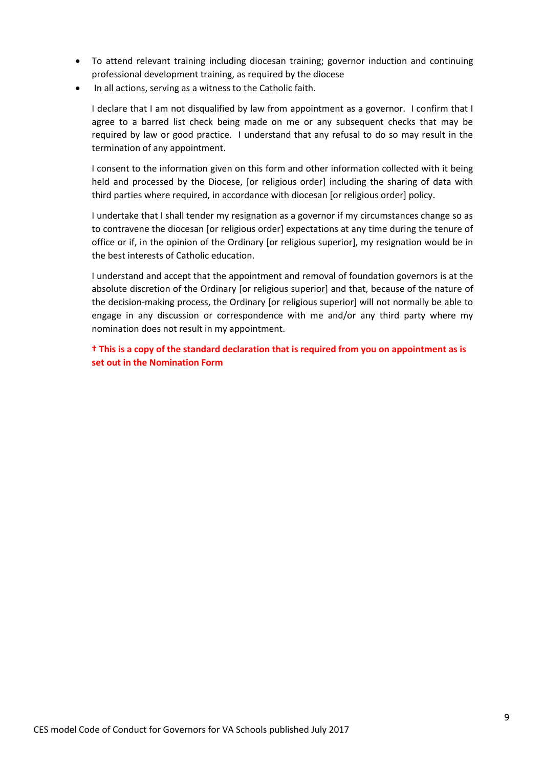- To attend relevant training including diocesan training; governor induction and continuing professional development training, as required by the diocese
- In all actions, serving as a witness to the Catholic faith.

I declare that I am not disqualified by law from appointment as a governor. I confirm that I agree to a barred list check being made on me or any subsequent checks that may be required by law or good practice. I understand that any refusal to do so may result in the termination of any appointment.

I consent to the information given on this form and other information collected with it being held and processed by the Diocese, [or religious order] including the sharing of data with third parties where required, in accordance with diocesan [or religious order] policy.

I undertake that I shall tender my resignation as a governor if my circumstances change so as to contravene the diocesan [or religious order] expectations at any time during the tenure of office or if, in the opinion of the Ordinary [or religious superior], my resignation would be in the best interests of Catholic education.

I understand and accept that the appointment and removal of foundation governors is at the absolute discretion of the Ordinary [or religious superior] and that, because of the nature of the decision-making process, the Ordinary [or religious superior] will not normally be able to engage in any discussion or correspondence with me and/or any third party where my nomination does not result in my appointment.

**† This is a copy of the standard declaration that is required from you on appointment as is set out in the Nomination Form**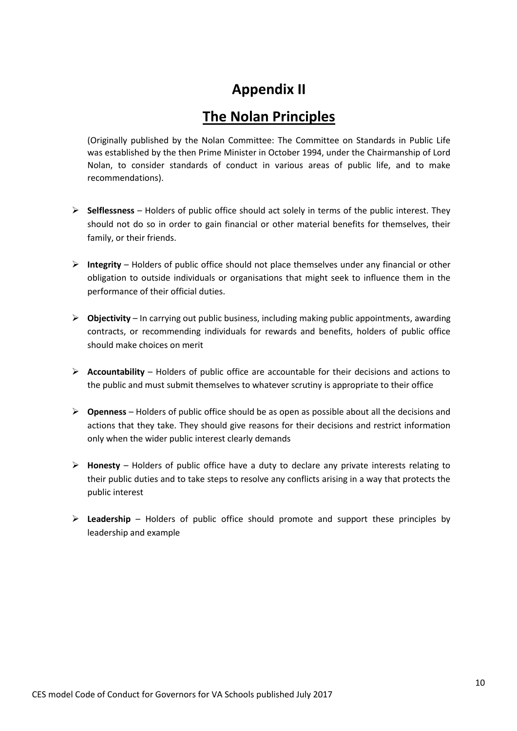# Appendix II

## The Nolan Principles

(Originally published by the Nolan Committee: The Committee on Standards in Public Life was established by the then Prime Minister in October 1994, under the Chairmanship of Lord Nolan, to consider standards of conduct in various areas of public life, and to make recommendations).

- **Selflessness** – Holders of public office should act solely in terms of the public interest. They should not do so in order to gain financial or other material benefits for themselves, their family, or their friends.
- **Integrity** – Holders of public office should not place themselves under any financial or other obligation to outside individuals or organisations that might seek to influence them in the performance of their official duties.
- **Objectivity** – In carrying out public business, including making public appointments, awarding contracts, or recommending individuals for rewards and benefits, holders of public office should make choices on merit
- **Accountability** – Holders of public office are accountable for their decisions and actions to the public and must submit themselves to whatever scrutiny is appropriate to their office
- **Openness** – Holders of public office should be as open as possible about all the decisions and actions that they take. They should give reasons for their decisions and restrict information only when the wider public interest clearly demands
- **Honesty** – Holders of public office have a duty to declare any private interests relating to their public duties and to take steps to resolve any conflicts arising in a way that protects the public interest
- **Leadership** – Holders of public office should promote and support these principles by leadership and example